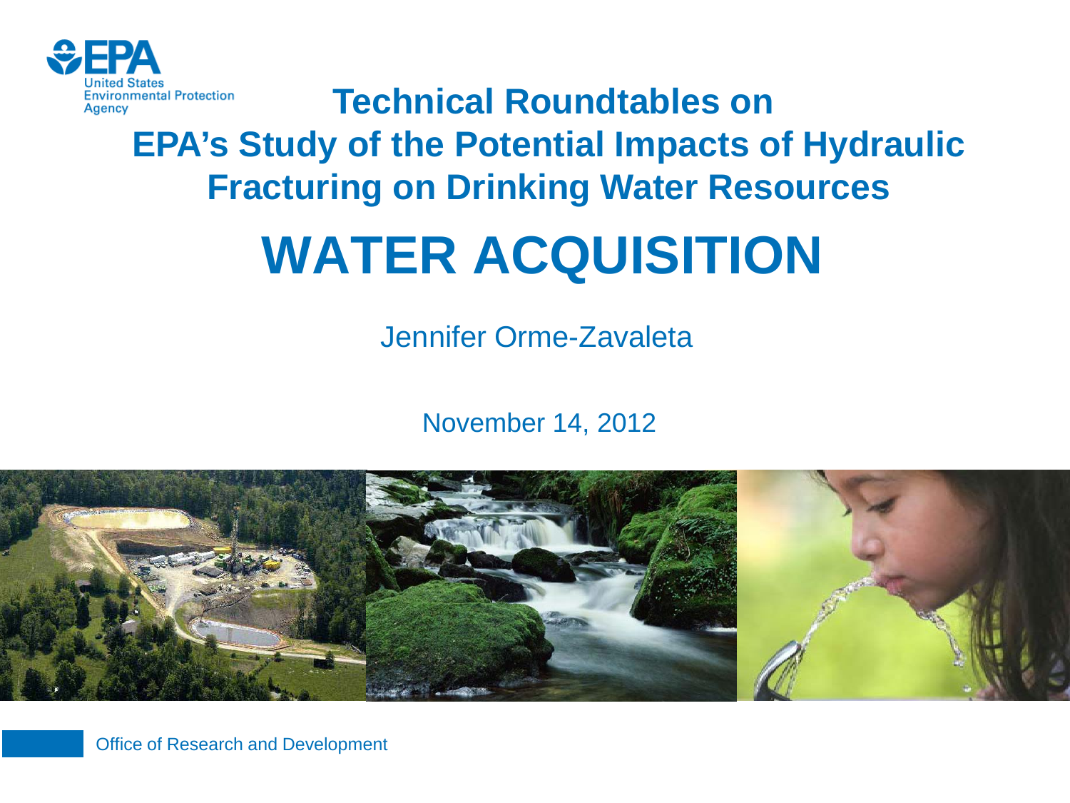United States Environmental Protection Agency

# Technical Roundtables on EPA's Study of the Potential Impacts of Hydraulic Fracturing on Drinking Water Resources

# WATER ACQUISITION

Jennifer Orme-Zavaleta

November 14, 2012

Office of Research and Development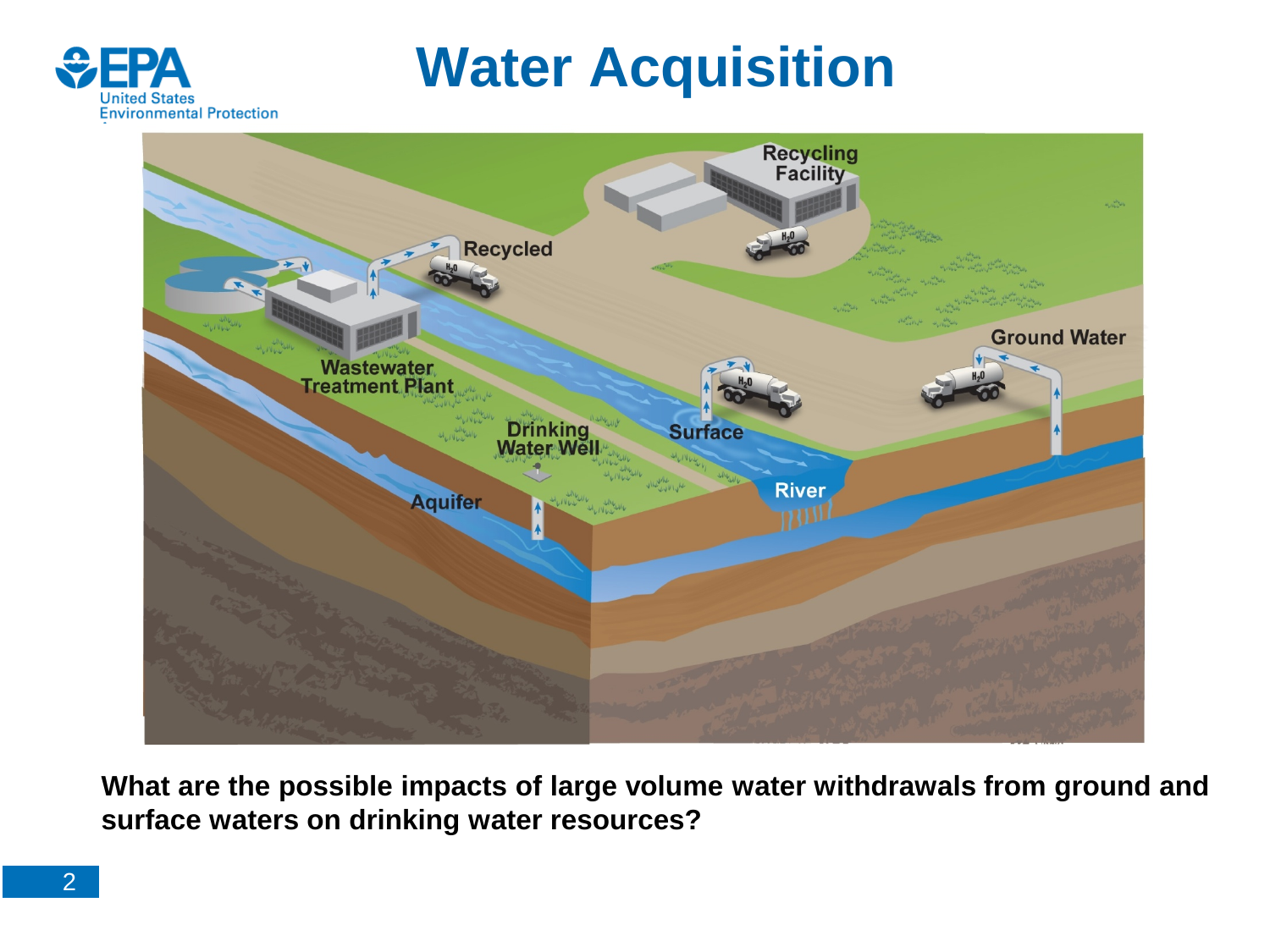# Water Acquisition

**What are the possible impacts of large volume water withdrawals from ground and surface waters on drinking water resources?**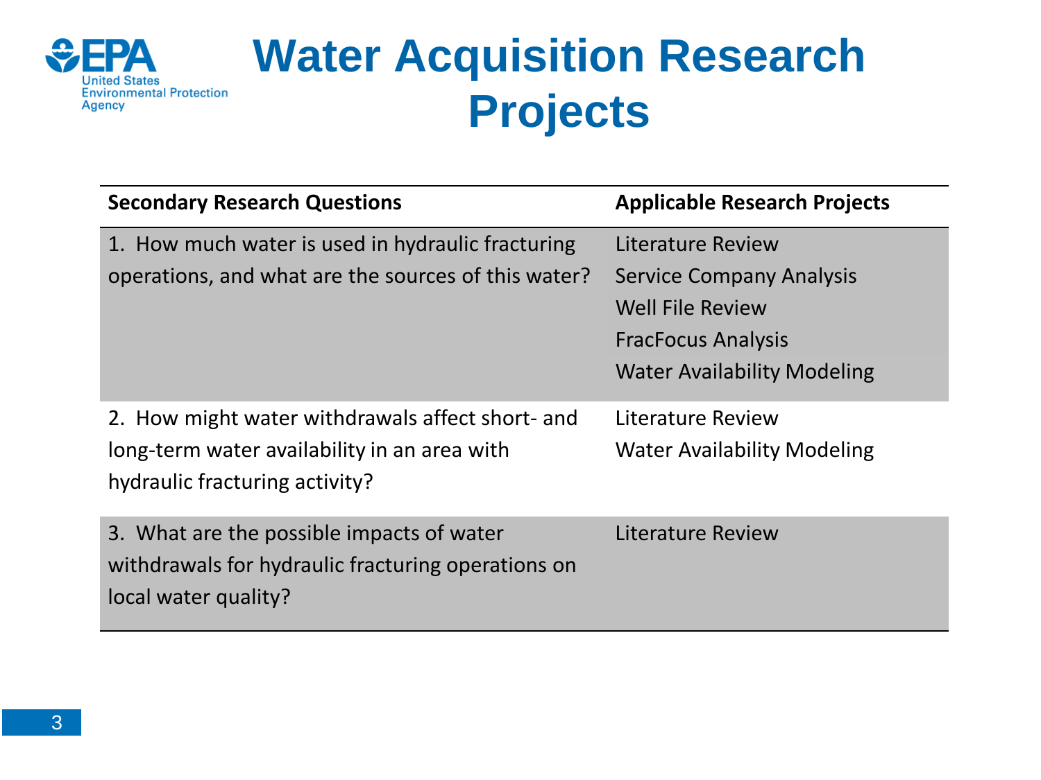# Water Acquisition Research Projects

| Secondary Research Questions | Applicable Research Projects |
|---|---|
| 1. How much water is used in hydraulic fracturing operations, and what are the sources of this water? | Literature Review<br>Service Company Analysis<br>Well File Review<br>FracFocus Analysis<br>Water Availability Modeling |
| 2. How might water withdrawals affect short- and long-term water availability in an area with hydraulic fracturing activity? | Literature Review<br>Water Availability Modeling |
| 3. What are the possible impacts of water withdrawals for hydraulic fracturing operations on local water quality? | Literature Review |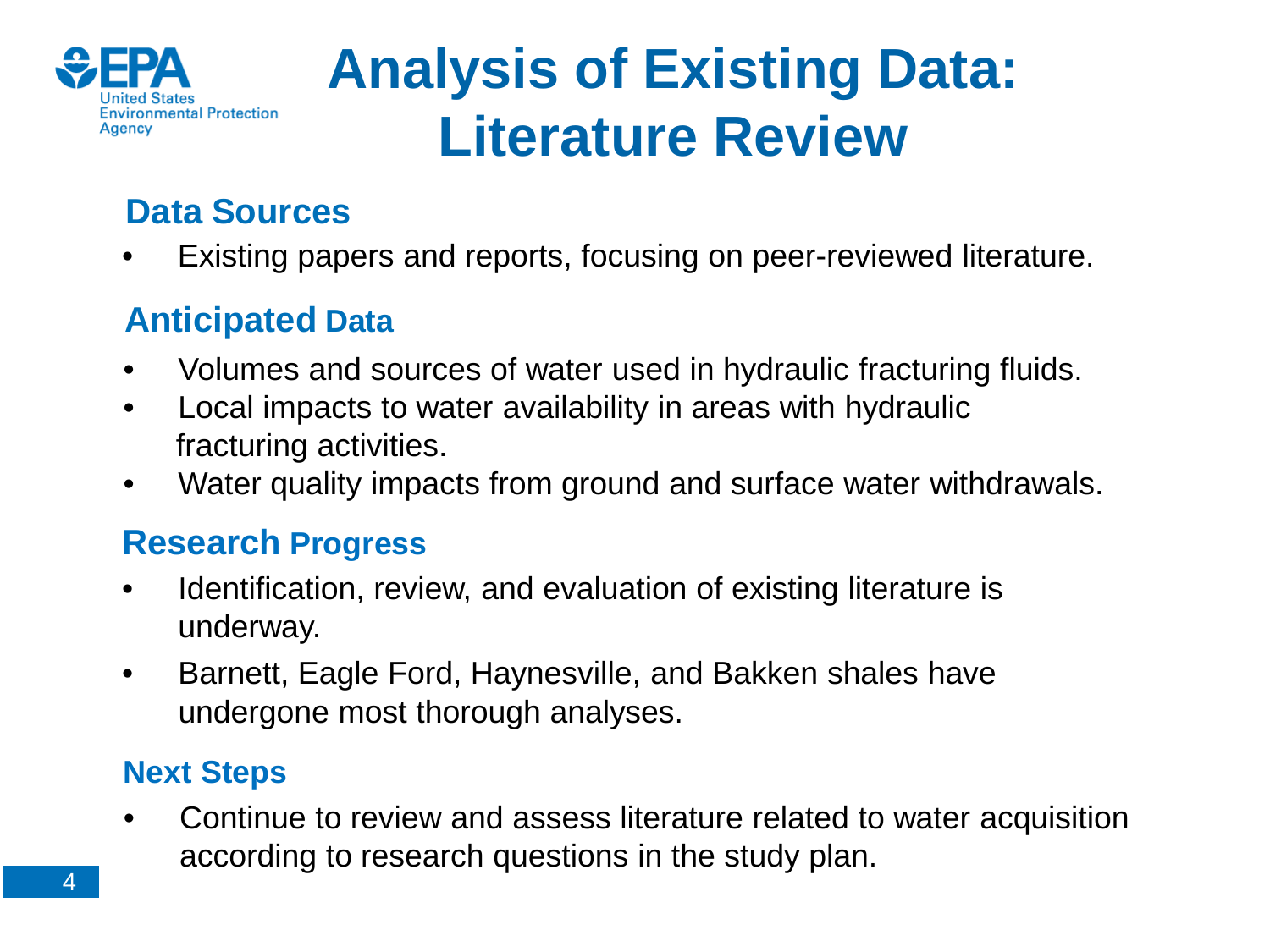# Analysis of Existing Data: Literature Review

## Data Sources

- Existing papers and reports, focusing on peer-reviewed literature.

## Anticipated Data

- Volumes and sources of water used in hydraulic fracturing fluids.
- Local impacts to water availability in areas with hydraulic fracturing activities.
- Water quality impacts from ground and surface water withdrawals.

## Research Progress

- Identification, review, and evaluation of existing literature is underway.
- Barnett, Eagle Ford, Haynesville, and Bakken shales have undergone most thorough analyses.

## Next Steps

- Continue to review and assess literature related to water acquisition according to research questions in the study plan.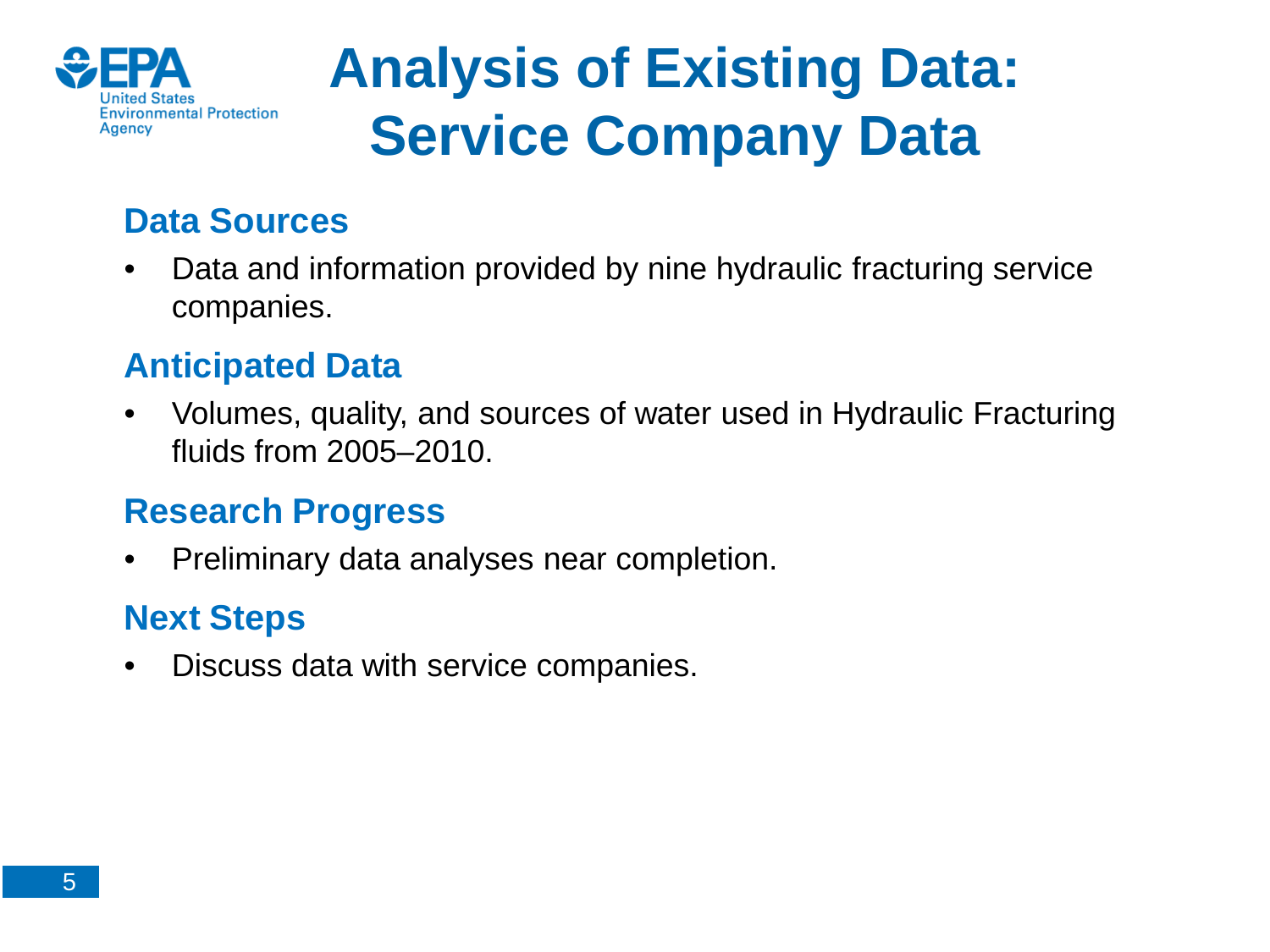# Analysis of Existing Data: Service Company Data

## Data Sources

- Data and information provided by nine hydraulic fracturing service companies.

## Anticipated Data

- Volumes, quality, and sources of water used in Hydraulic Fracturing fluids from 2005–2010.

## Research Progress

- Preliminary data analyses near completion.

## Next Steps

- Discuss data with service companies.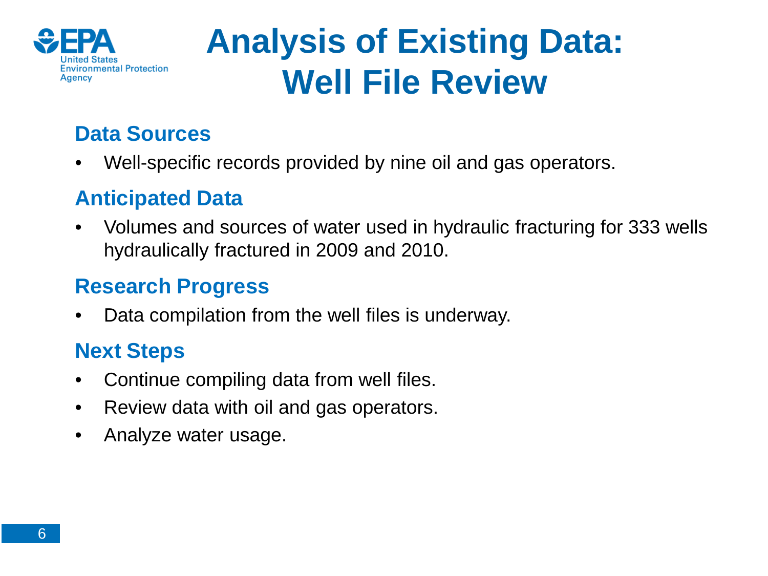# Analysis of Existing Data: Well File Review

## Data Sources

- Well-specific records provided by nine oil and gas operators.

## Anticipated Data

- Volumes and sources of water used in hydraulic fracturing for 333 wells hydraulically fractured in 2009 and 2010.

## Research Progress

- Data compilation from the well files is underway.

## Next Steps

- Continue compiling data from well files.
- Review data with oil and gas operators.
- Analyze water usage.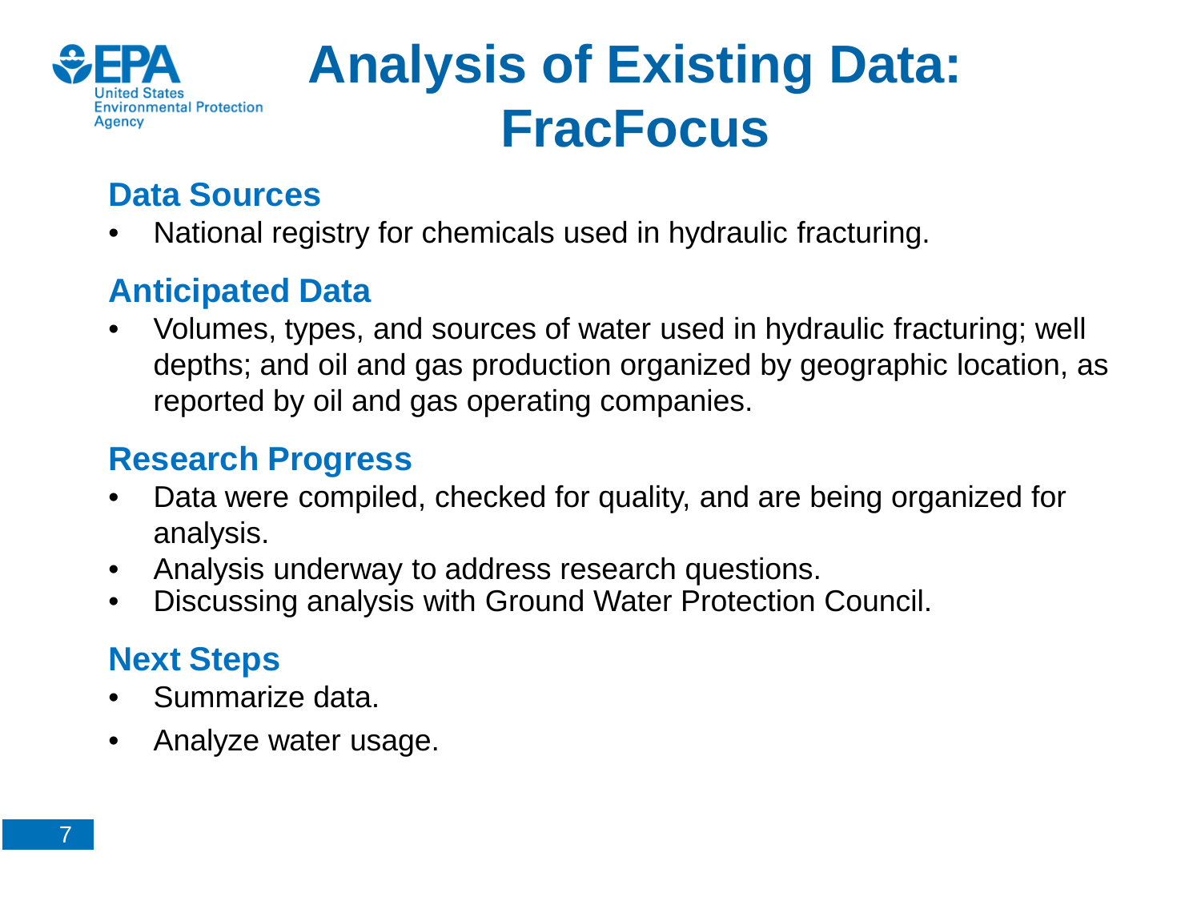# Analysis of Existing Data: FracFocus

## Data Sources

- National registry for chemicals used in hydraulic fracturing.

## Anticipated Data

- Volumes, types, and sources of water used in hydraulic fracturing; well depths; and oil and gas production organized by geographic location, as reported by oil and gas operating companies.

## Research Progress

- Data were compiled, checked for quality, and are being organized for analysis.
- Analysis underway to address research questions.
- Discussing analysis with Ground Water Protection Council.

## Next Steps

- Summarize data.
- Analyze water usage.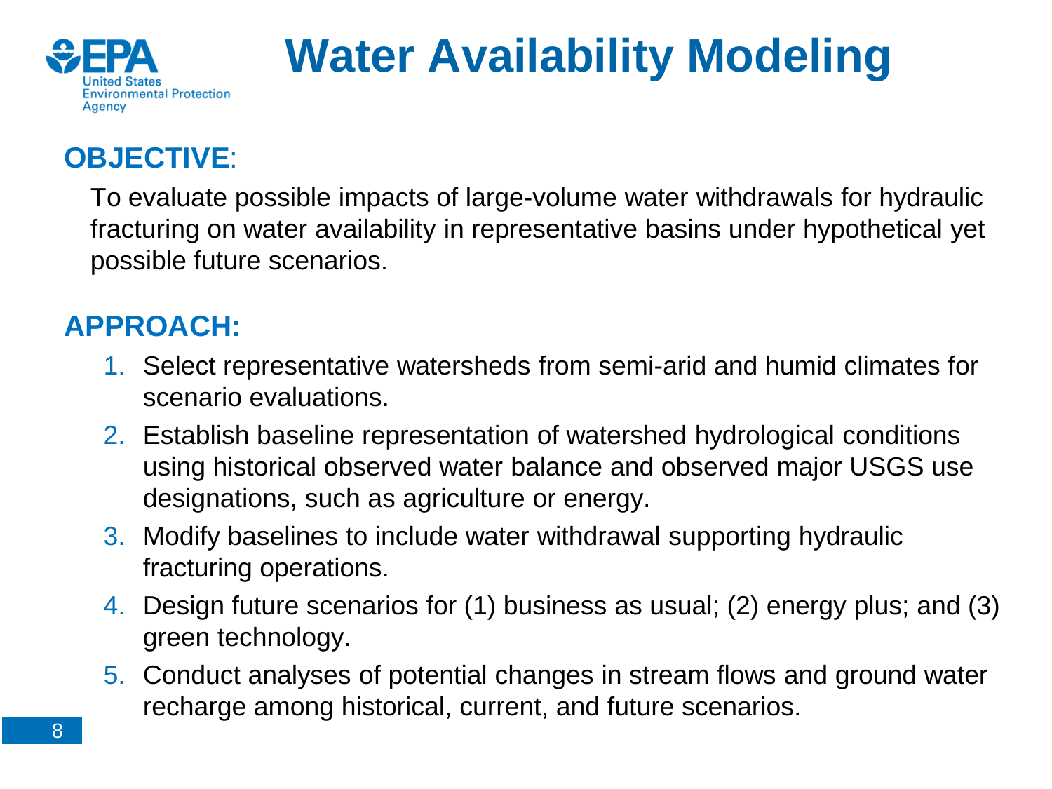# Water Availability Modeling

**OBJECTIVE**:

To evaluate possible impacts of large-volume water withdrawals for hydraulic fracturing on water availability in representative basins under hypothetical yet possible future scenarios.

**APPROACH:**

1. Select representative watersheds from semi-arid and humid climates for scenario evaluations.
2. Establish baseline representation of watershed hydrological conditions using historical observed water balance and observed major USGS use designations, such as agriculture or energy.
3. Modify baselines to include water withdrawal supporting hydraulic fracturing operations.
4. Design future scenarios for (1) business as usual; (2) energy plus; and (3) green technology.
5. Conduct analyses of potential changes in stream flows and ground water recharge among historical, current, and future scenarios.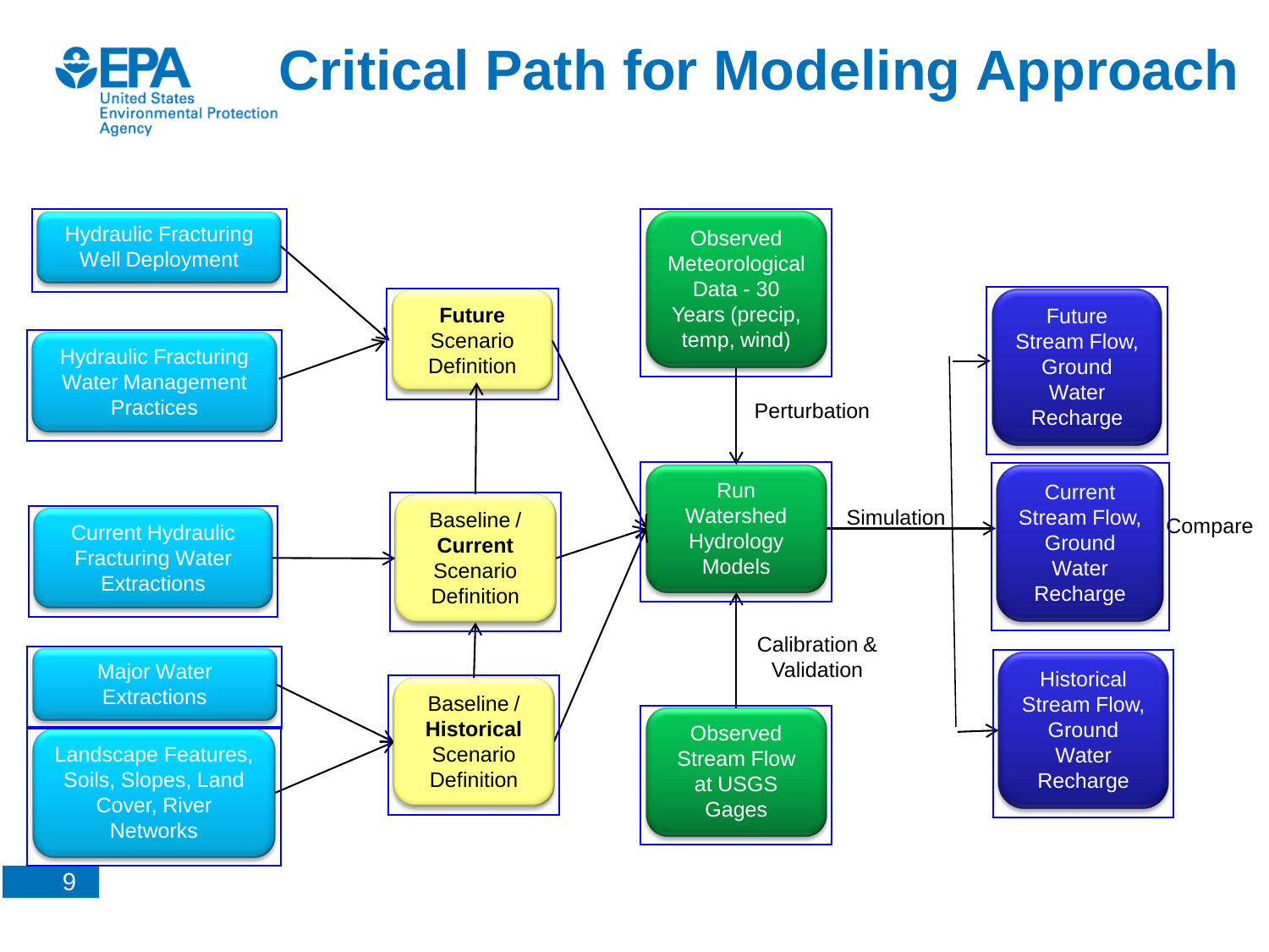# Critical Path for Modeling Approach

- Hydraulic Fracturing Well Deployment → Future Scenario Definition
- Hydraulic Fracturing Water Management Practices → Future Scenario Definition
- Current Hydraulic Fracturing Water Extractions → Baseline / **Current** Scenario Definition
- Major Water Extractions → Baseline / **Historical** Scenario Definition
- Landscape Features, Soils, Slopes, Land Cover, River Networks → Baseline / **Historical** Scenario Definition
- Baseline / **Historical** Scenario Definition → Baseline / **Current** Scenario Definition
- Baseline / **Current** Scenario Definition → **Future** Scenario Definition
- **Future** Scenario Definition, Baseline / **Current** Scenario Definition, Baseline / **Historical** Scenario Definition → Run Watershed Hydrology Models
- Observed Meteorological Data - 30 Years (precip, temp, wind) → (Perturbation) → Run Watershed Hydrology Models
- Observed Stream Flow at USGS Gages → (Calibration & Validation) → Run Watershed Hydrology Models
- Run Watershed Hydrology Models → (Simulation) → Future Stream Flow, Ground Water Recharge; Current Stream Flow, Ground Water Recharge; Historical Stream Flow, Ground Water Recharge
- Compare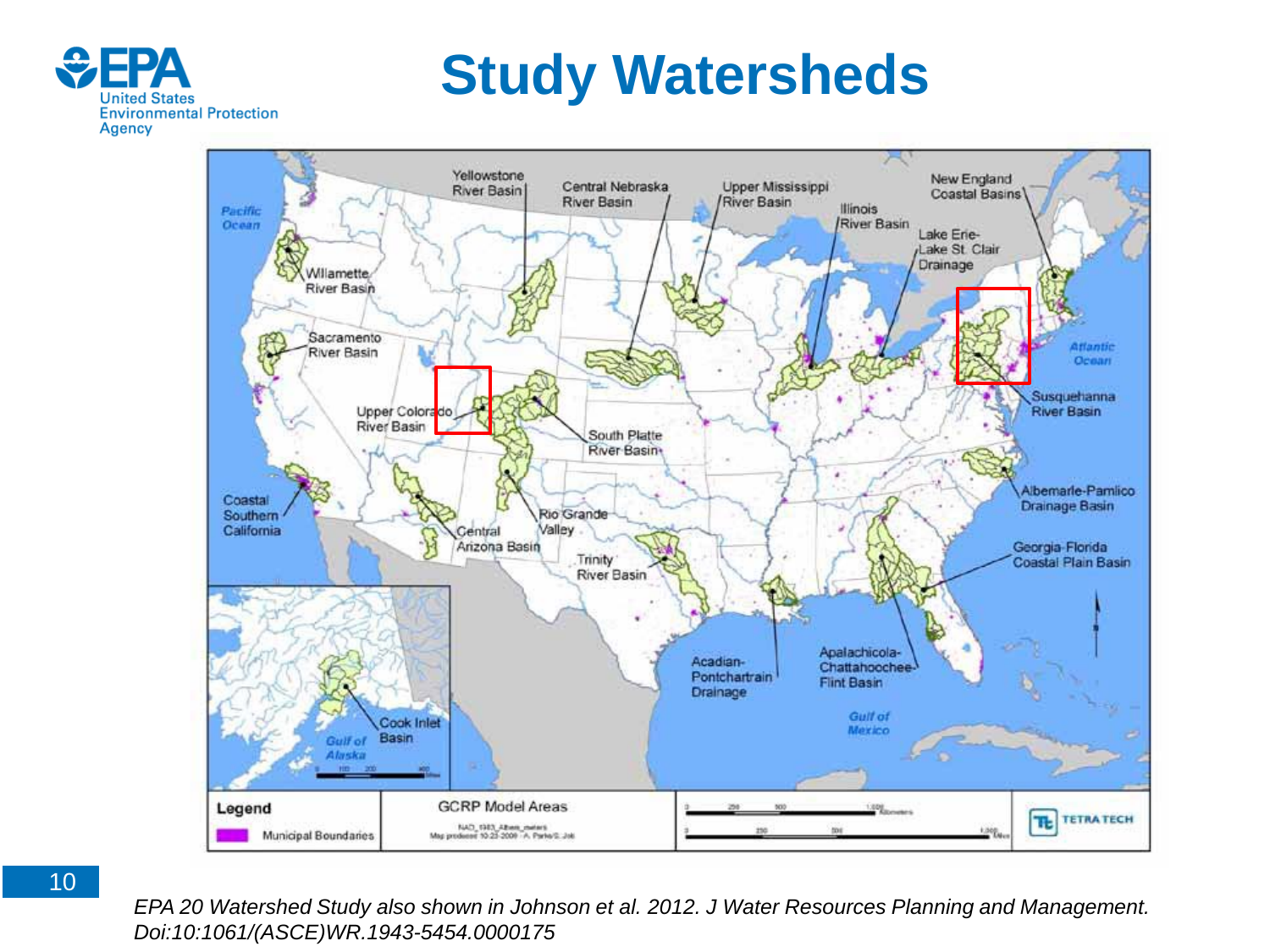# Study Watersheds

Yellowstone River Basin

Central Nebraska River Basin

Upper Mississippi River Basin

Illinois River Basin

New England Coastal Basins

Lake Erie-Lake St. Clair Drainage

Pacific Ocean

Willamette River Basin

Sacramento River Basin

Upper Colorado River Basin

South Platte River Basin

Susquehanna River Basin

Atlantic Ocean

Coastal Southern California

Rio Grande Valley

Central Arizona Basin

Trinity River Basin

Albemarle-Pamlico Drainage Basin

Georgia-Florida Coastal Plain Basin

Acadian-Pontchartrain Drainage

Apalachicola-Chattahoochee-Flint Basin

Gulf of Mexico

Cook Inlet Basin

Gulf of Alaska

Legend

Municipal Boundaries

GCRP Model Areas

*EPA 20 Watershed Study also shown in Johnson et al. 2012. J Water Resources Planning and Management. Doi:10:1061/(ASCE)WR.1943-5454.0000175*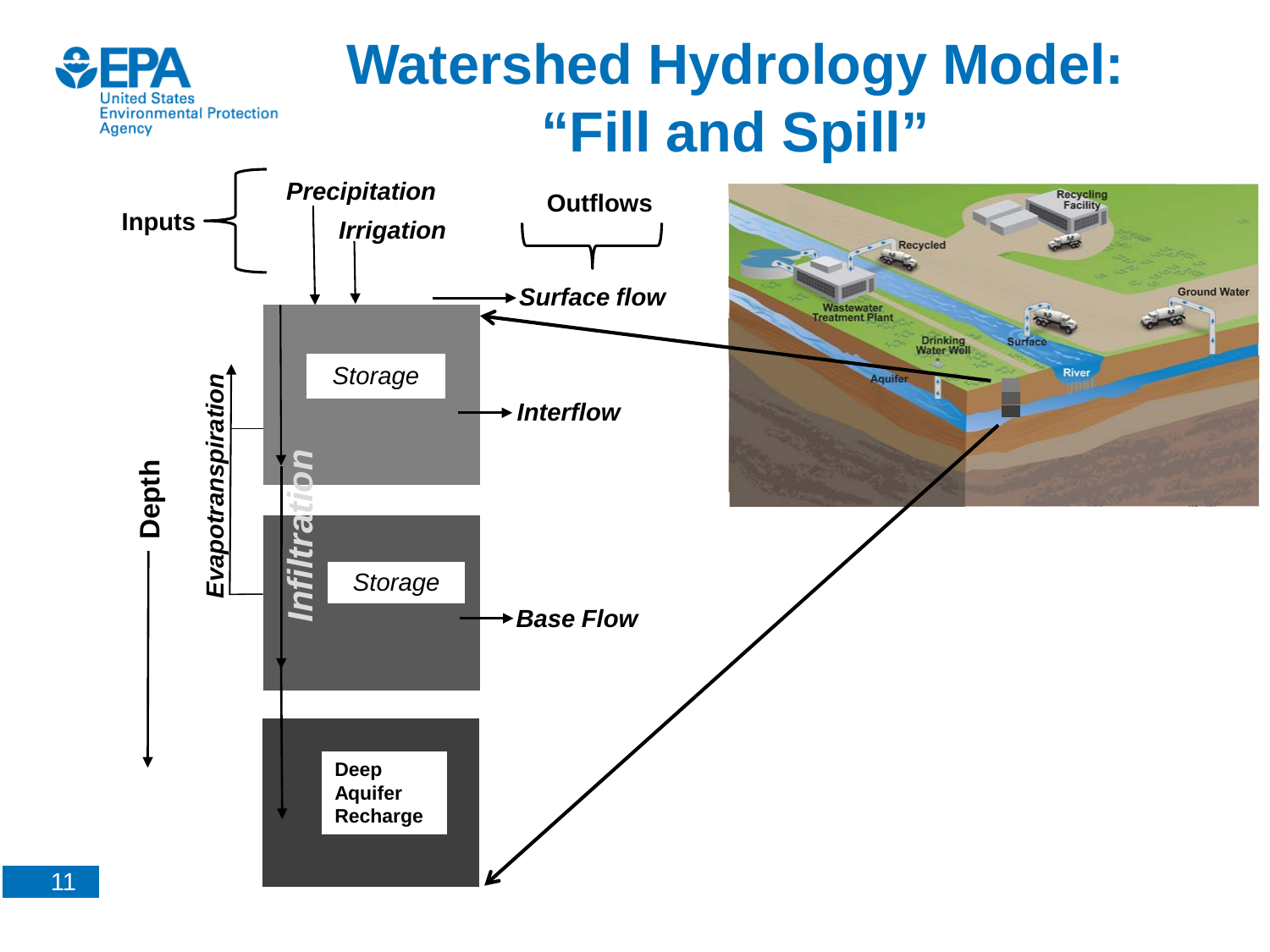# Watershed Hydrology Model: "Fill and Spill"

Inputs
- *Precipitation*
- *Irrigation*

Outflows
- *Surface flow*
- *Interflow*
- *Base Flow*

*Storage*

*Storage*

**Deep Aquifer Recharge**

*Evapotranspiration*

*Infiltration*

**Depth**

Recycling Facility, Recycled, Wastewater Treatment Plant, Drinking Water Well, Surface, Ground Water, Aquifer, River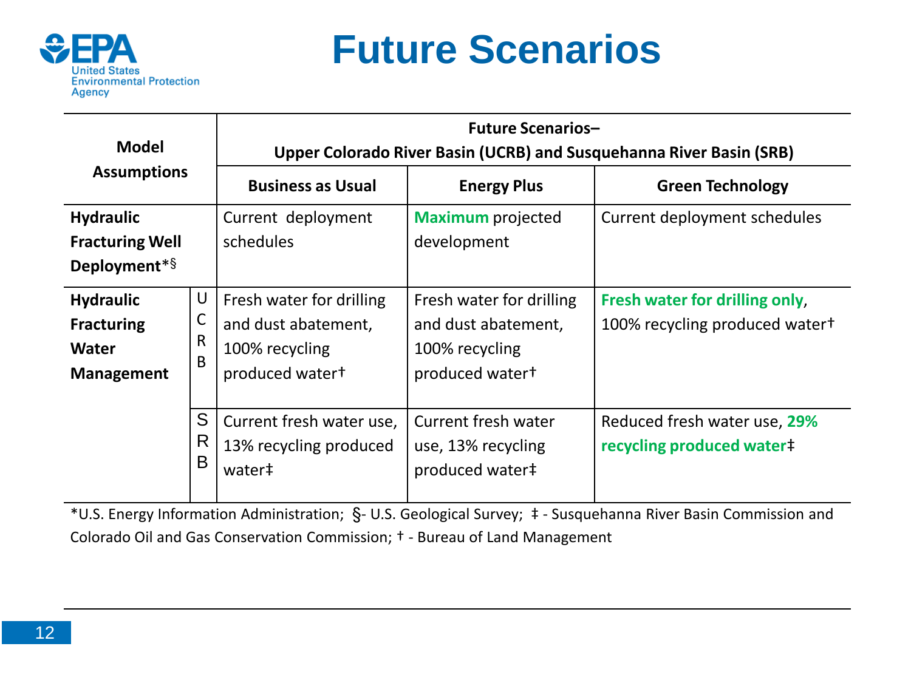# Future Scenarios

| Model Assumptions | | Future Scenarios– Upper Colorado River Basin (UCRB) and Susquehanna River Basin (SRB) | | |
|---|---|---|---|---|
| | | **Business as Usual** | **Energy Plus** | **Green Technology** |
| **Hydraulic Fracturing Well Deployment***§ | | Current deployment schedules | **Maximum** projected development | Current deployment schedules |
| **Hydraulic Fracturing Water Management** | UCRB | Fresh water for drilling and dust abatement, 100% recycling produced water† | Fresh water for drilling and dust abatement, 100% recycling produced water† | **Fresh water for drilling only**, 100% recycling produced water† |
| | SRB | Current fresh water use, 13% recycling produced water‡ | Current fresh water use, 13% recycling produced water‡ | Reduced fresh water use, **29% recycling produced water**‡ |

*U.S. Energy Information Administration; §- U.S. Geological Survey; ‡ - Susquehanna River Basin Commission and Colorado Oil and Gas Conservation Commission; † - Bureau of Land Management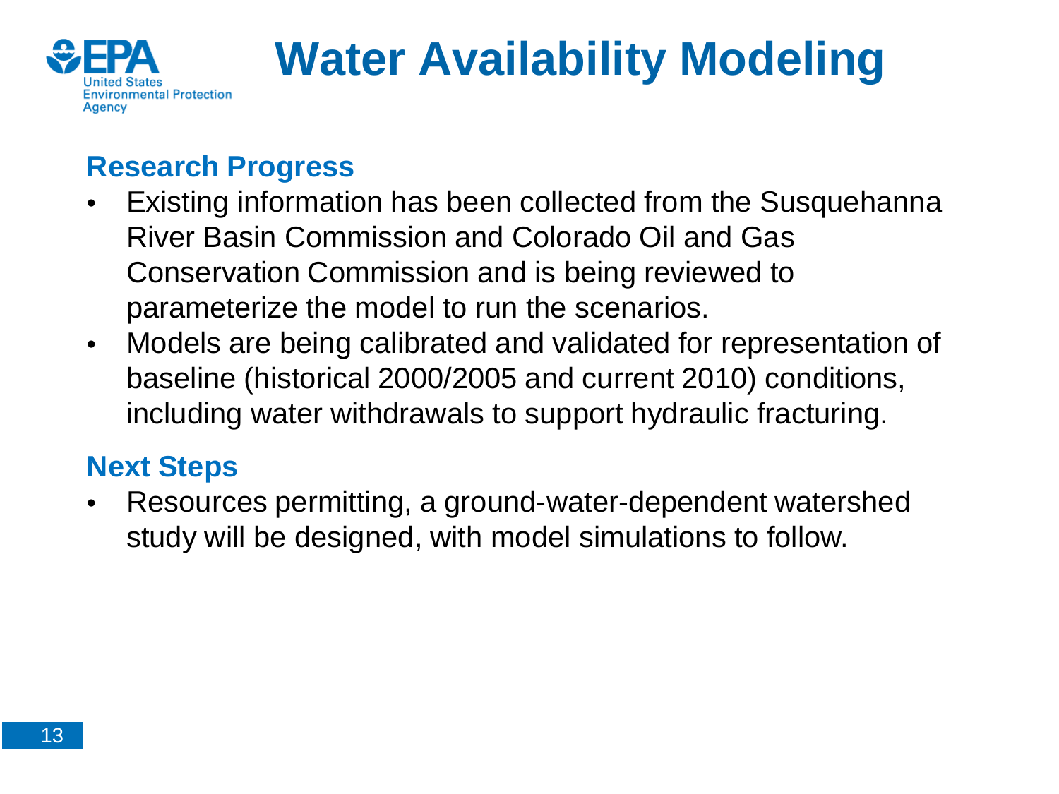# Water Availability Modeling

## Research Progress

- Existing information has been collected from the Susquehanna River Basin Commission and Colorado Oil and Gas Conservation Commission and is being reviewed to parameterize the model to run the scenarios.
- Models are being calibrated and validated for representation of baseline (historical 2000/2005 and current 2010) conditions, including water withdrawals to support hydraulic fracturing.

## Next Steps

- Resources permitting, a ground-water-dependent watershed study will be designed, with model simulations to follow.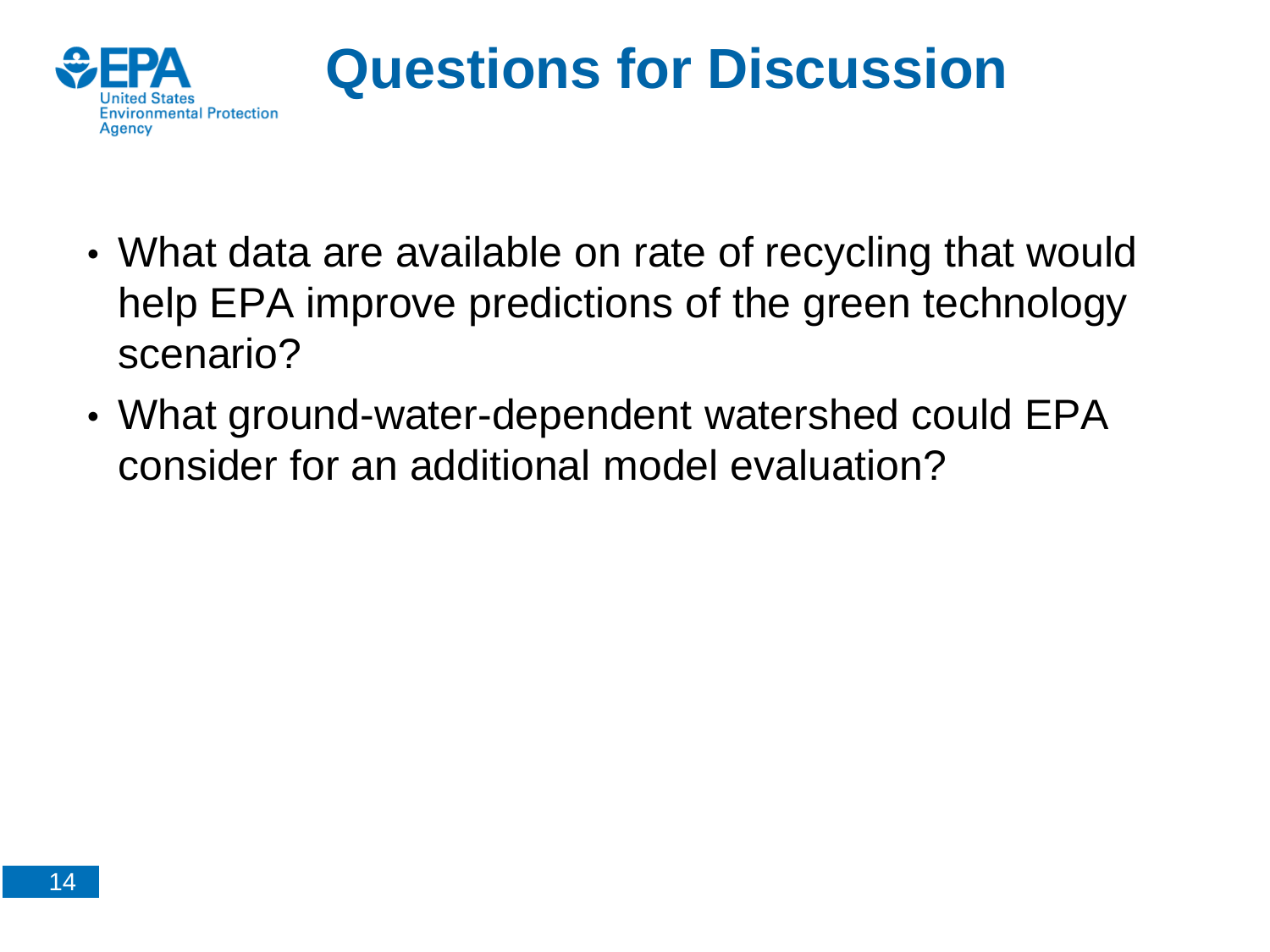# Questions for Discussion

- What data are available on rate of recycling that would help EPA improve predictions of the green technology scenario?
- What ground-water-dependent watershed could EPA consider for an additional model evaluation?